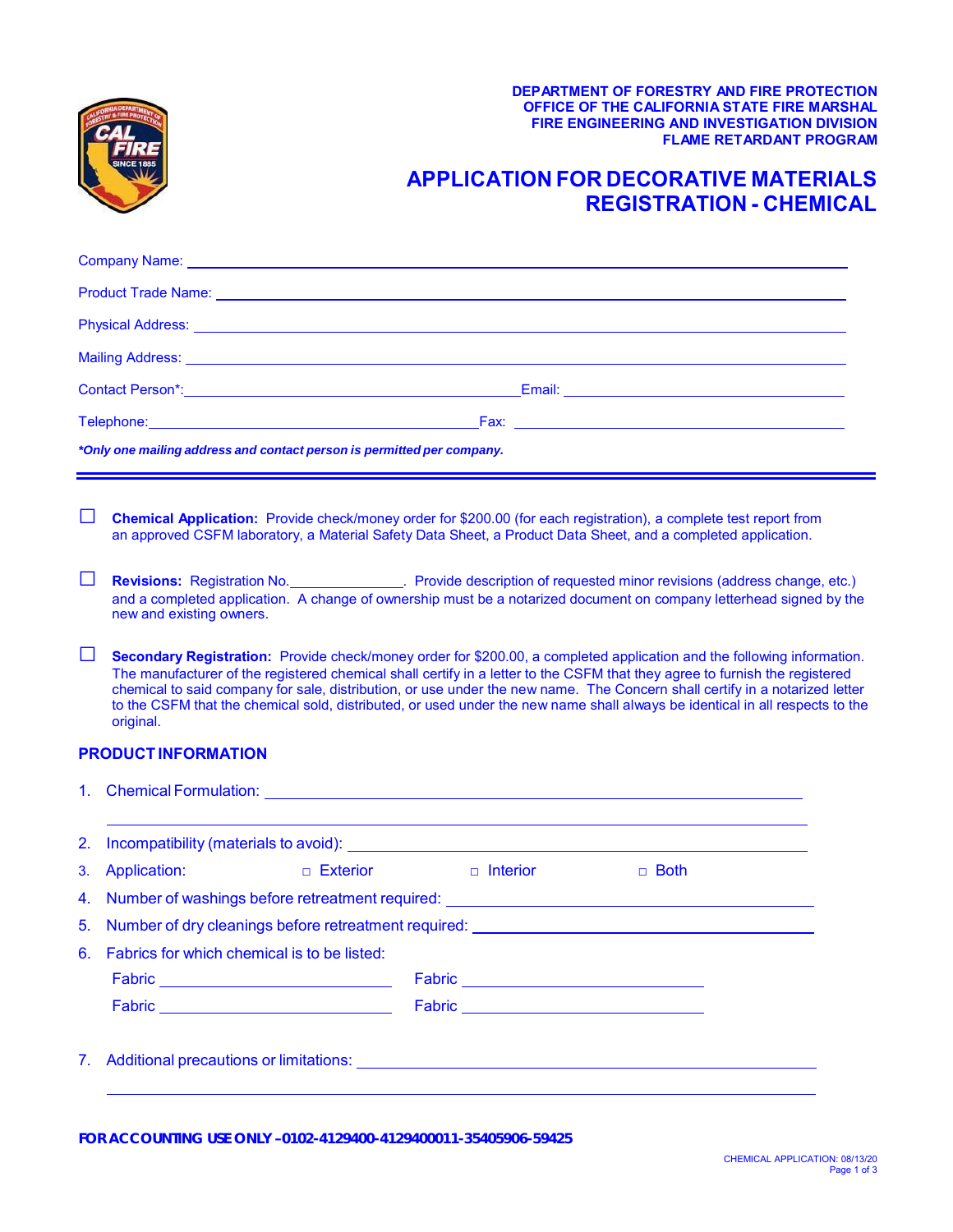DEPARTMENT OF FORESTRY AND FIRE PROTECTION
OFFICE OF THE CALIFORNIA STATE FIRE MARSHAL
FIRE ENGINEERING AND INVESTIGATION DIVISION
FLAME RETARDANT PROGRAM

# APPLICATION FOR DECORATIVE MATERIALS REGISTRATION - CHEMICAL

Company Name: ______________________________

Product Trade Name: ______________________________

Physical Address: ______________________________

Mailing Address: ______________________________

Contact Person*: ______________________________ Email: ______________________________

Telephone: ______________________________ Fax: ______________________________

***Only one mailing address and contact person is permitted per company.***

---

☐ **Chemical Application:** Provide check/money order for $200.00 (for each registration), a complete test report from an approved CSFM laboratory, a Material Safety Data Sheet, a Product Data Sheet, and a completed application.

☐ **Revisions:** Registration No.______________. Provide description of requested minor revisions (address change, etc.) and a completed application. A change of ownership must be a notarized document on company letterhead signed by the new and existing owners.

☐ **Secondary Registration:** Provide check/money order for $200.00, a completed application and the following information. The manufacturer of the registered chemical shall certify in a letter to the CSFM that they agree to furnish the registered chemical to said company for sale, distribution, or use under the new name. The Concern shall certify in a notarized letter to the CSFM that the chemical sold, distributed, or used under the new name shall always be identical in all respects to the original.

## PRODUCT INFORMATION

1. Chemical Formulation: ______________________________
2. Incompatibility (materials to avoid): ______________________________
3. Application: □ Exterior □ Interior □ Both
4. Number of washings before retreatment required: ______________________________
5. Number of dry cleanings before retreatment required: ______________________________
6. Fabrics for which chemical is to be listed:

   Fabric ______________ Fabric ______________

   Fabric ______________ Fabric ______________

7. Additional precautions or limitations: ______________________________

**FOR ACCOUNTING USE ONLY – 0102-4129400-4129400011-35405906-59425**

CHEMICAL APPLICATION: 08/13/20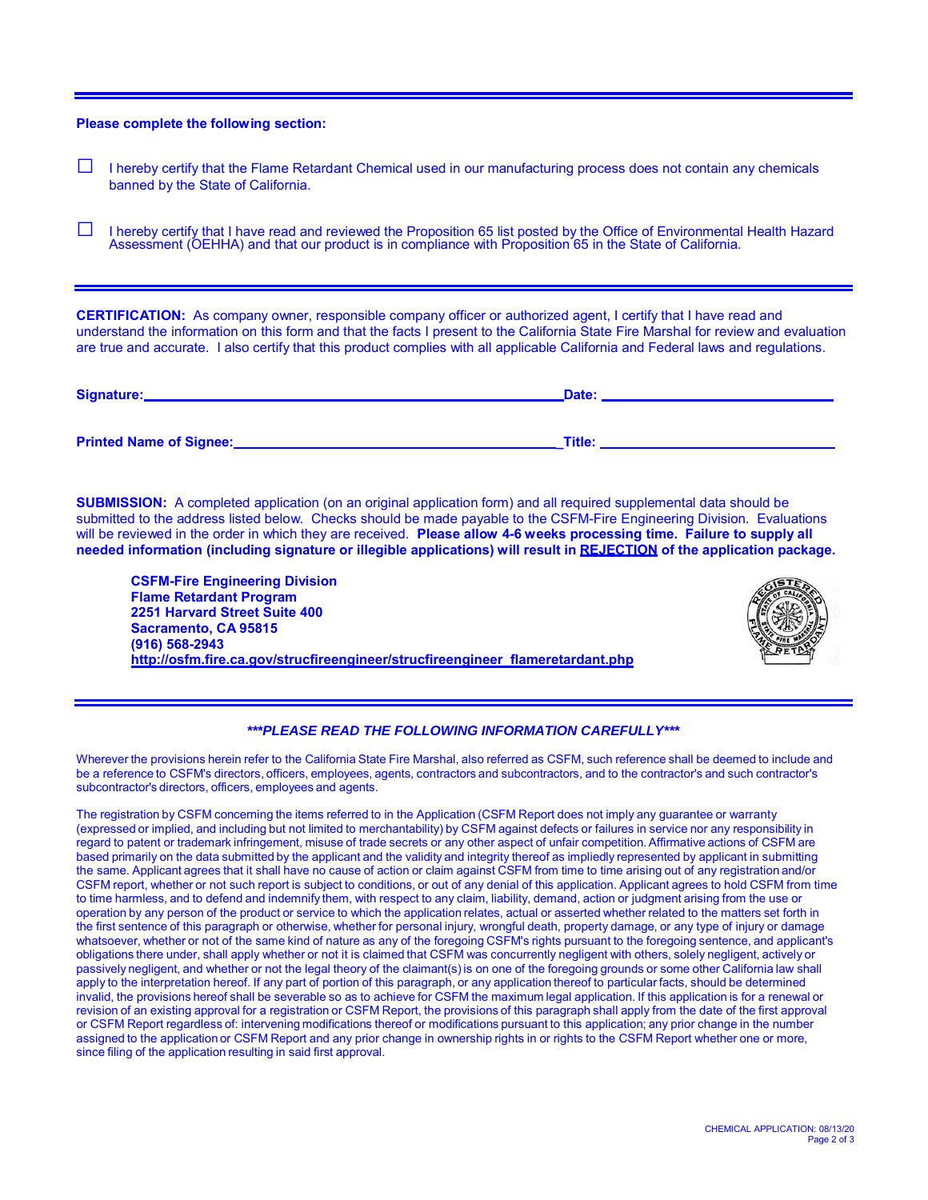**Please complete the following section:**

☐ I hereby certify that the Flame Retardant Chemical used in our manufacturing process does not contain any chemicals banned by the State of California.

☐ I hereby certify that I have read and reviewed the Proposition 65 list posted by the Office of Environmental Health Hazard Assessment (OEHHA) and that our product is in compliance with Proposition 65 in the State of California.

---

**CERTIFICATION:** As company owner, responsible company officer or authorized agent, I certify that I have read and understand the information on this form and that the facts I present to the California State Fire Marshal for review and evaluation are true and accurate. I also certify that this product complies with all applicable California and Federal laws and regulations.

**Signature:**_______________________________________________ **Date:** ____________________________

**Printed Name of Signee:**____________________________________ **Title:** ____________________________

**SUBMISSION:** A completed application (on an original application form) and all required supplemental data should be submitted to the address listed below. Checks should be made payable to the CSFM-Fire Engineering Division. Evaluations will be reviewed in the order in which they are received. **Please allow 4-6 weeks processing time. Failure to supply all needed information (including signature or illegible applications) will result in REJECTION of the application package.**

**CSFM-Fire Engineering Division**
**Flame Retardant Program**
**2251 Harvard Street Suite 400**
**Sacramento, CA 95815**
**(916) 568-2943**
**http://osfm.fire.ca.gov/strucfireengineer/strucfireengineer_flameretardant.php**

---

***\*\*\*PLEASE READ THE FOLLOWING INFORMATION CAREFULLY\*\*\****

Wherever the provisions herein refer to the California State Fire Marshal, also referred as CSFM, such reference shall be deemed to include and be a reference to CSFM's directors, officers, employees, agents, contractors and subcontractors, and to the contractor's and such contractor's subcontractor's directors, officers, employees and agents.

The registration by CSFM concerning the items referred to in the Application (CSFM Report does not imply any guarantee or warranty (expressed or implied, and including but not limited to merchantability) by CSFM against defects or failures in service nor any responsibility in regard to patent or trademark infringement, misuse of trade secrets or any other aspect of unfair competition. Affirmative actions of CSFM are based primarily on the data submitted by the applicant and the validity and integrity thereof as impliedly represented by applicant in submitting the same. Applicant agrees that it shall have no cause of action or claim against CSFM from time to time arising out of any registration and/or CSFM report, whether or not such report is subject to conditions, or out of any denial of this application. Applicant agrees to hold CSFM from time to time harmless, and to defend and indemnify them, with respect to any claim, liability, demand, action or judgment arising from the use or operation by any person of the product or service to which the application relates, actual or asserted whether related to the matters set forth in the first sentence of this paragraph or otherwise, whether for personal injury, wrongful death, property damage, or any type of injury or damage whatsoever, whether or not of the same kind of nature as any of the foregoing CSFM's rights pursuant to the foregoing sentence, and applicant's obligations there under, shall apply whether or not it is claimed that CSFM was concurrently negligent with others, solely negligent, actively or passively negligent, and whether or not the legal theory of the claimant(s) is on one of the foregoing grounds or some other California law shall apply to the interpretation hereof. If any part of portion of this paragraph, or any application thereof to particular facts, should be determined invalid, the provisions hereof shall be severable so as to achieve for CSFM the maximum legal application. If this application is for a renewal or revision of an existing approval for a registration or CSFM Report, the provisions of this paragraph shall apply from the date of the first approval or CSFM Report regardless of: intervening modifications thereof or modifications pursuant to this application; any prior change in the number assigned to the application or CSFM Report and any prior change in ownership rights in or rights to the CSFM Report whether one or more, since filing of the application resulting in said first approval.

CHEMICAL APPLICATION: 08/13/20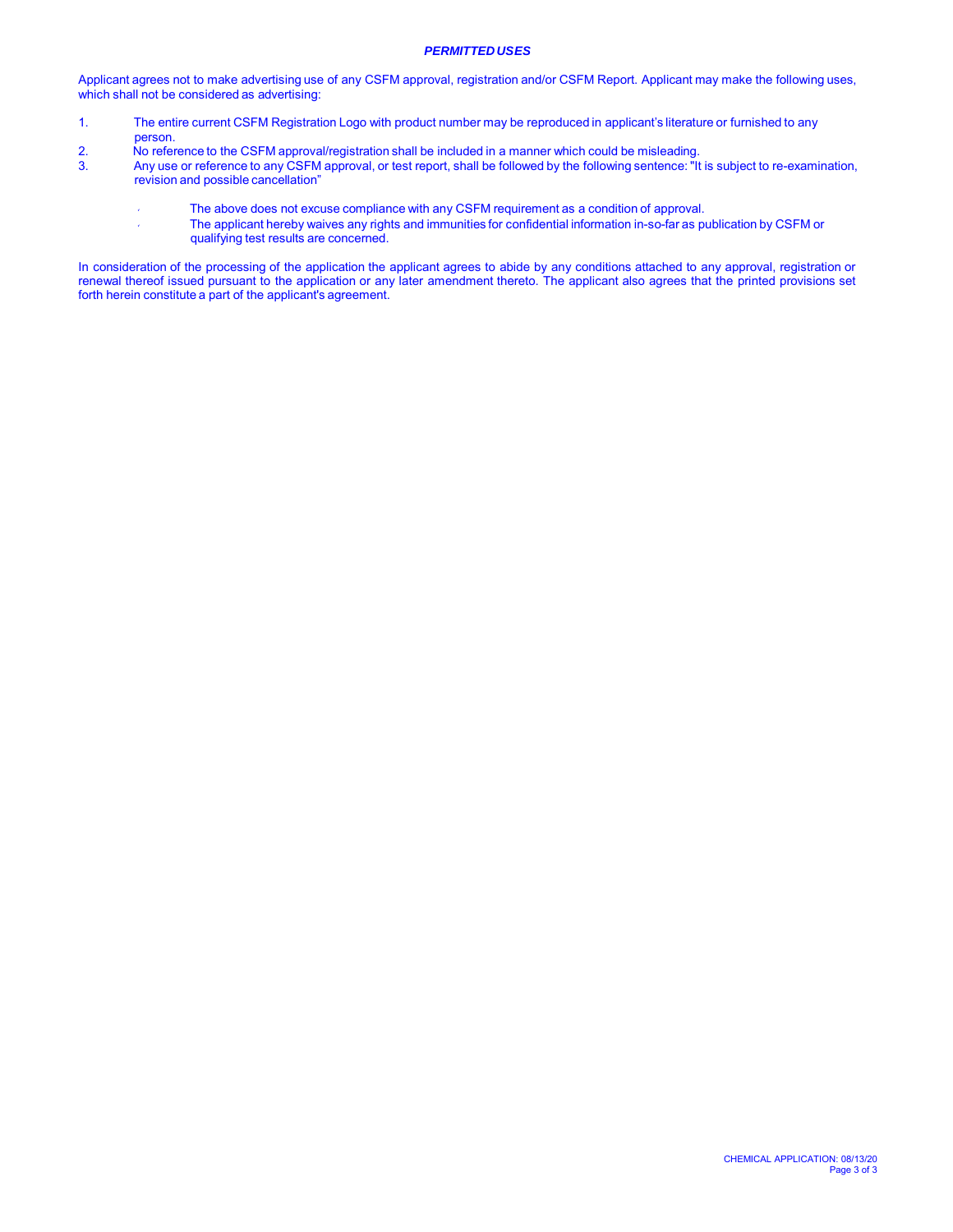***PERMITTED USES***

Applicant agrees not to make advertising use of any CSFM approval, registration and/or CSFM Report. Applicant may make the following uses, which shall not be considered as advertising:

1. The entire current CSFM Registration Logo with product number may be reproduced in applicant's literature or furnished to any person.
2. No reference to the CSFM approval/registration shall be included in a manner which could be misleading.
3. Any use or reference to any CSFM approval, or test report, shall be followed by the following sentence: "It is subject to re-examination, revision and possible cancellation"

   - The above does not excuse compliance with any CSFM requirement as a condition of approval.
   - The applicant hereby waives any rights and immunities for confidential information in-so-far as publication by CSFM or qualifying test results are concerned.

In consideration of the processing of the application the applicant agrees to abide by any conditions attached to any approval, registration or renewal thereof issued pursuant to the application or any later amendment thereto. The applicant also agrees that the printed provisions set forth herein constitute a part of the applicant's agreement.

CHEMICAL APPLICATION: 08/13/20